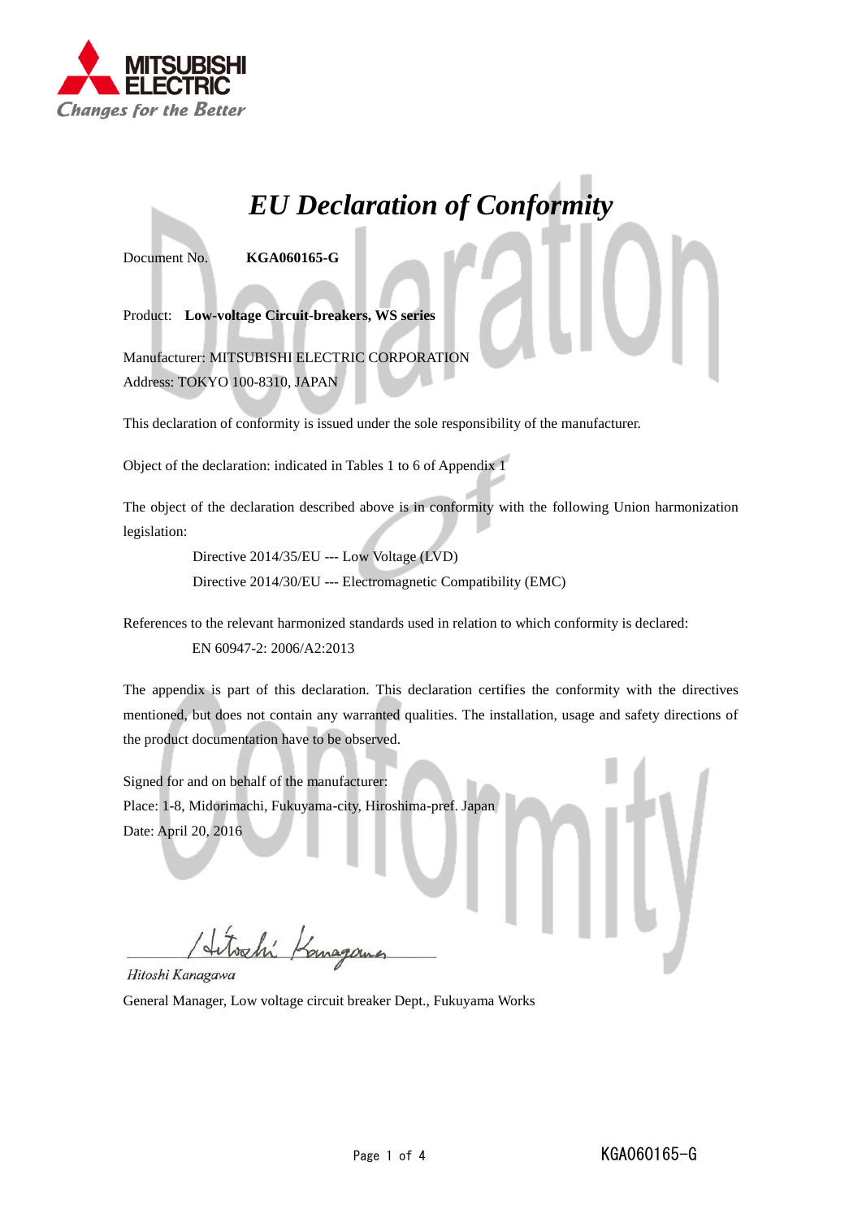MITSUBISHI ELECTRIC
*Changes for the Better*

# *EU Declaration of Conformity*

Document No. **KGA060165-G**

Product: **Low-voltage Circuit-breakers, WS series**

Manufacturer: MITSUBISHI ELECTRIC CORPORATION
Address: TOKYO 100-8310, JAPAN

This declaration of conformity is issued under the sole responsibility of the manufacturer.

Object of the declaration: indicated in Tables 1 to 6 of Appendix 1

The object of the declaration described above is in conformity with the following Union harmonization legislation:

Directive 2014/35/EU --- Low Voltage (LVD)
Directive 2014/30/EU --- Electromagnetic Compatibility (EMC)

References to the relevant harmonized standards used in relation to which conformity is declared:

EN 60947-2: 2006/A2:2013

The appendix is part of this declaration. This declaration certifies the conformity with the directives mentioned, but does not contain any warranted qualities. The installation, usage and safety directions of the product documentation have to be observed.

Signed for and on behalf of the manufacturer:
Place: 1-8, Midorimachi, Fukuyama-city, Hiroshima-pref. Japan
Date: April 20, 2016

*Hitoshi Kanagawa*
General Manager, Low voltage circuit breaker Dept., Fukuyama Works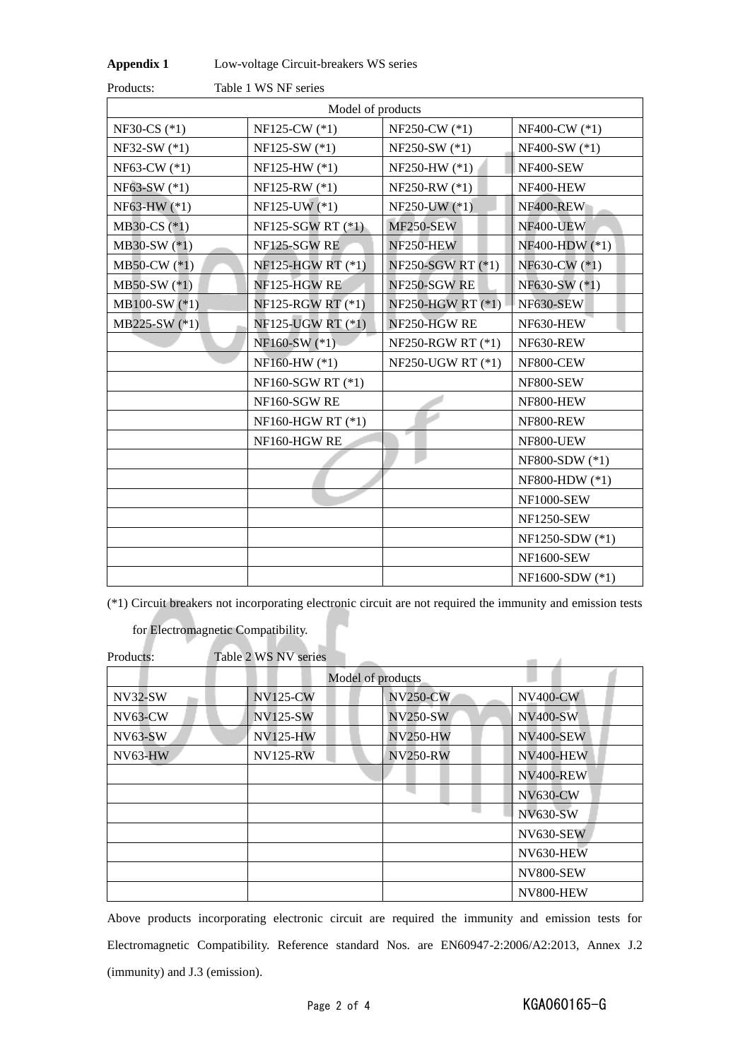**Appendix 1** Low-voltage Circuit-breakers WS series

Products: Table 1 WS NF series

| Model of products | | | |
|---|---|---|---|
| NF30-CS (*1) | NF125-CW (*1) | NF250-CW (*1) | NF400-CW (*1) |
| NF32-SW (*1) | NF125-SW (*1) | NF250-SW (*1) | NF400-SW (*1) |
| NF63-CW (*1) | NF125-HW (*1) | NF250-HW (*1) | NF400-SEW |
| NF63-SW (*1) | NF125-RW (*1) | NF250-RW (*1) | NF400-HEW |
| NF63-HW (*1) | NF125-UW (*1) | NF250-UW (*1) | NF400-REW |
| MB30-CS (*1) | NF125-SGW RT (*1) | MF250-SEW | NF400-UEW |
| MB30-SW (*1) | NF125-SGW RE | NF250-HEW | NF400-HDW (*1) |
| MB50-CW (*1) | NF125-HGW RT (*1) | NF250-SGW RT (*1) | NF630-CW (*1) |
| MB50-SW (*1) | NF125-HGW RE | NF250-SGW RE | NF630-SW (*1) |
| MB100-SW (*1) | NF125-RGW RT (*1) | NF250-HGW RT (*1) | NF630-SEW |
| MB225-SW (*1) | NF125-UGW RT (*1) | NF250-HGW RE | NF630-HEW |
| | NF160-SW (*1) | NF250-RGW RT (*1) | NF630-REW |
| | NF160-HW (*1) | NF250-UGW RT (*1) | NF800-CEW |
| | NF160-SGW RT (*1) | | NF800-SEW |
| | NF160-SGW RE | | NF800-HEW |
| | NF160-HGW RT (*1) | | NF800-REW |
| | NF160-HGW RE | | NF800-UEW |
| | | | NF800-SDW (*1) |
| | | | NF800-HDW (*1) |
| | | | NF1000-SEW |
| | | | NF1250-SEW |
| | | | NF1250-SDW (*1) |
| | | | NF1600-SEW |
| | | | NF1600-SDW (*1) |

(*1) Circuit breakers not incorporating electronic circuit are not required the immunity and emission tests for Electromagnetic Compatibility.

Products: Table 2 WS NV series

| Model of products | | | |
|---|---|---|---|
| NV32-SW | NV125-CW | NV250-CW | NV400-CW |
| NV63-CW | NV125-SW | NV250-SW | NV400-SW |
| NV63-SW | NV125-HW | NV250-HW | NV400-SEW |
| NV63-HW | NV125-RW | NV250-RW | NV400-HEW |
| | | | NV400-REW |
| | | | NV630-CW |
| | | | NV630-SW |
| | | | NV630-SEW |
| | | | NV630-HEW |
| | | | NV800-SEW |
| | | | NV800-HEW |

Above products incorporating electronic circuit are required the immunity and emission tests for Electromagnetic Compatibility. Reference standard Nos. are EN60947-2:2006/A2:2013, Annex J.2 (immunity) and J.3 (emission).

KGA060165-G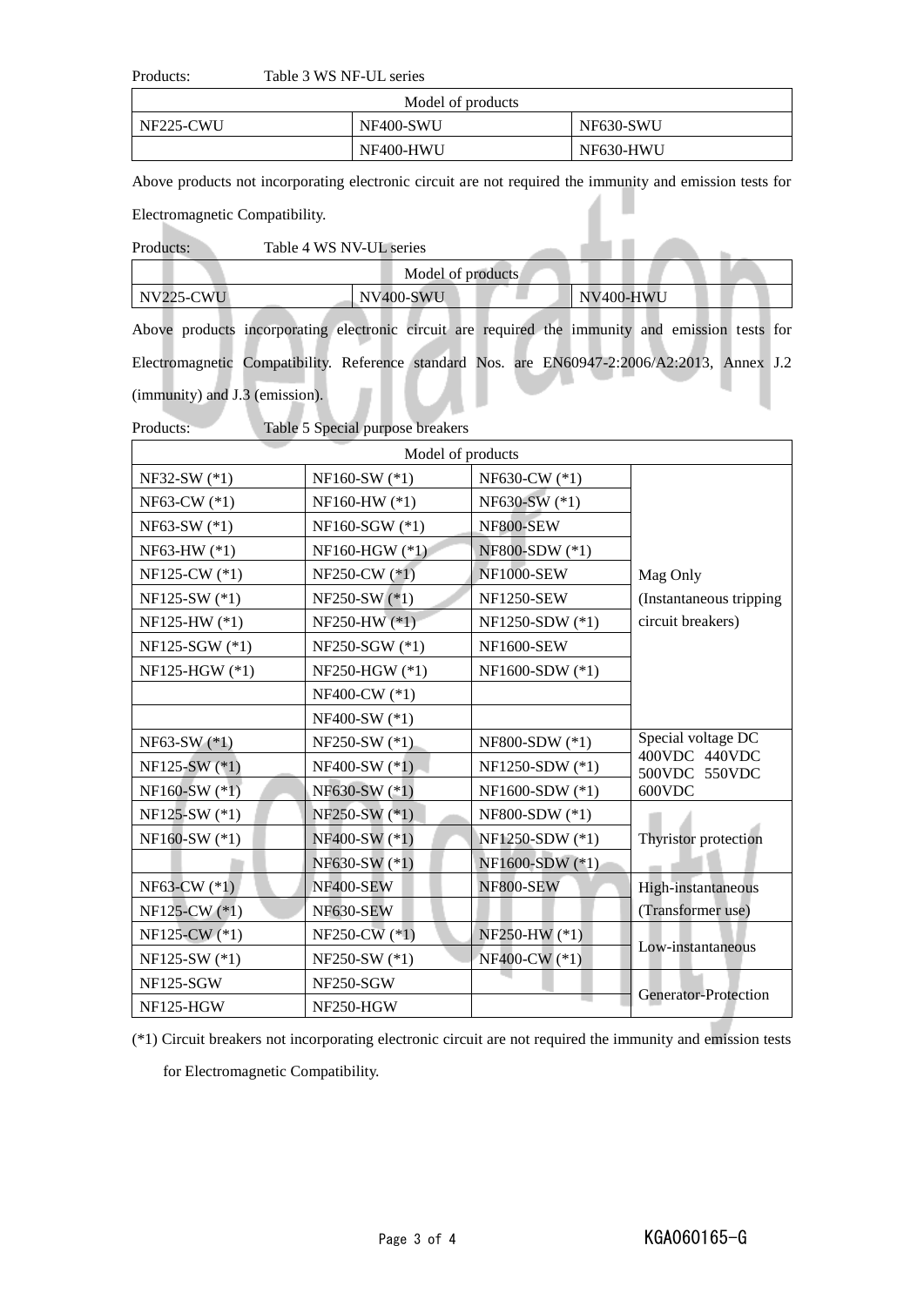Products: Table 3 WS NF-UL series

| Model of products | | |
|---|---|---|
| NF225-CWU | NF400-SWU | NF630-SWU |
| | NF400-HWU | NF630-HWU |

Above products not incorporating electronic circuit are not required the immunity and emission tests for Electromagnetic Compatibility.

Products: Table 4 WS NV-UL series

| Model of products | | |
|---|---|---|
| NV225-CWU | NV400-SWU | NV400-HWU |

Above products incorporating electronic circuit are required the immunity and emission tests for Electromagnetic Compatibility. Reference standard Nos. are EN60947-2:2006/A2:2013, Annex J.2 (immunity) and J.3 (emission).

Products: Table 5 Special purpose breakers

| Model of products | | | |
|---|---|---|---|
| NF32-SW (*1) | NF160-SW (*1) | NF630-CW (*1) | Mag Only (Instantaneous tripping circuit breakers) |
| NF63-CW (*1) | NF160-HW (*1) | NF630-SW (*1) | |
| NF63-SW (*1) | NF160-SGW (*1) | NF800-SEW | |
| NF63-HW (*1) | NF160-HGW (*1) | NF800-SDW (*1) | |
| NF125-CW (*1) | NF250-CW (*1) | NF1000-SEW | |
| NF125-SW (*1) | NF250-SW (*1) | NF1250-SEW | |
| NF125-HW (*1) | NF250-HW (*1) | NF1250-SDW (*1) | |
| NF125-SGW (*1) | NF250-SGW (*1) | NF1600-SEW | |
| NF125-HGW (*1) | NF250-HGW (*1) | NF1600-SDW (*1) | |
| | NF400-CW (*1) | | |
| | NF400-SW (*1) | | |
| NF63-SW (*1) | NF250-SW (*1) | NF800-SDW (*1) | Special voltage DC 400VDC 440VDC 500VDC 550VDC 600VDC |
| NF125-SW (*1) | NF400-SW (*1) | NF1250-SDW (*1) | |
| NF160-SW (*1) | NF630-SW (*1) | NF1600-SDW (*1) | |
| NF125-SW (*1) | NF250-SW (*1) | NF800-SDW (*1) | Thyristor protection |
| NF160-SW (*1) | NF400-SW (*1) | NF1250-SDW (*1) | |
| | NF630-SW (*1) | NF1600-SDW (*1) | |
| NF63-CW (*1) | NF400-SEW | NF800-SEW | High-instantaneous (Transformer use) |
| NF125-CW (*1) | NF630-SEW | | |
| NF125-CW (*1) | NF250-CW (*1) | NF250-HW (*1) | Low-instantaneous |
| NF125-SW (*1) | NF250-SW (*1) | NF400-CW (*1) | |
| NF125-SGW | NF250-SGW | | Generator-Protection |
| NF125-HGW | NF250-HGW | | |

(*1) Circuit breakers not incorporating electronic circuit are not required the immunity and emission tests for Electromagnetic Compatibility.

KGA060165-G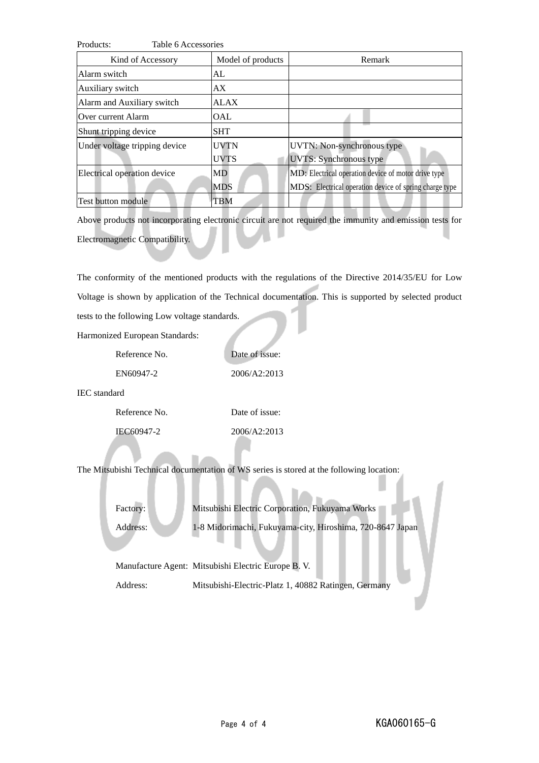Products: Table 6 Accessories

| Kind of Accessory | Model of products | Remark |
|---|---|---|
| Alarm switch | AL | |
| Auxiliary switch | AX | |
| Alarm and Auxiliary switch | ALAX | |
| Over current Alarm | OAL | |
| Shunt tripping device | SHT | |
| Under voltage tripping device | UVTN<br>UVTS | UVTN: Non-synchronous type<br>UVTS: Synchronous type |
| Electrical operation device | MD<br>MDS | MD: Electrical operation device of motor drive type<br>MDS: Electrical operation device of spring charge type |
| Test button module | TBM | |

Above products not incorporating electronic circuit are not required the immunity and emission tests for Electromagnetic Compatibility.

The conformity of the mentioned products with the regulations of the Directive 2014/35/EU for Low Voltage is shown by application of the Technical documentation. This is supported by selected product tests to the following Low voltage standards.

Harmonized European Standards:

| Reference No. | Date of issue: |
|---|---|
| EN60947-2 | 2006/A2:2013 |

IEC standard

| Reference No. | Date of issue: |
|---|---|
| IEC60947-2 | 2006/A2:2013 |

The Mitsubishi Technical documentation of WS series is stored at the following location:

Factory: Mitsubishi Electric Corporation, Fukuyama Works

Address: 1-8 Midorimachi, Fukuyama-city, Hiroshima, 720-8647 Japan

Manufacture Agent: Mitsubishi Electric Europe B. V.

Address: Mitsubishi-Electric-Platz 1, 40882 Ratingen, Germany

KGA060165-G